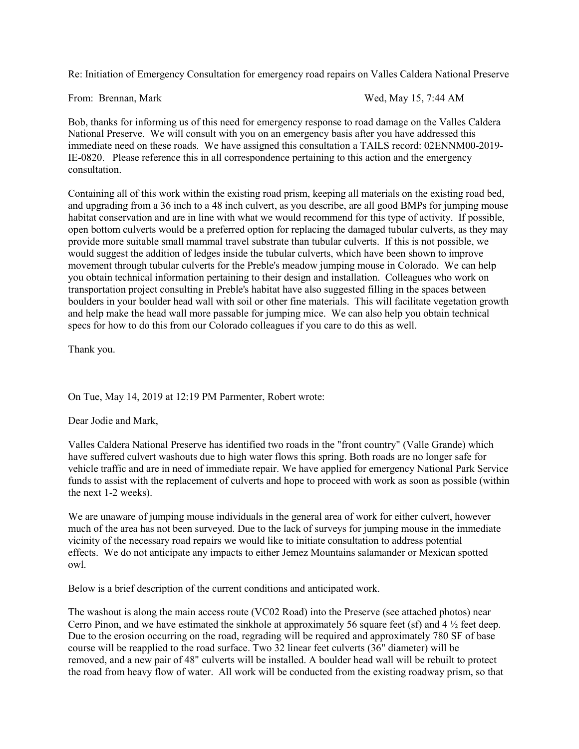Re: Initiation of Emergency Consultation for emergency road repairs on Valles Caldera National Preserve

From: Brennan, Mark Wed, May 15, 7:44 AM

Bob, thanks for informing us of this need for emergency response to road damage on the Valles Caldera National Preserve. We will consult with you on an emergency basis after you have addressed this immediate need on these roads. We have assigned this consultation a TAILS record: 02ENNM00-2019-IE-0820. Please reference this in all correspondence pertaining to this action and the emergency consultation.

Containing all of this work within the existing road prism, keeping all materials on the existing road bed, and upgrading from a 36 inch to a 48 inch culvert, as you describe, are all good BMPs for jumping mouse habitat conservation and are in line with what we would recommend for this type of activity. If possible, open bottom culverts would be a preferred option for replacing the damaged tubular culverts, as they may provide more suitable small mammal travel substrate than tubular culverts. If this is not possible, we would suggest the addition of ledges inside the tubular culverts, which have been shown to improve movement through tubular culverts for the Preble's meadow jumping mouse in Colorado. We can help you obtain technical information pertaining to their design and installation. Colleagues who work on transportation project consulting in Preble's habitat have also suggested filling in the spaces between boulders in your boulder head wall with soil or other fine materials. This will facilitate vegetation growth and help make the head wall more passable for jumping mice. We can also help you obtain technical specs for how to do this from our Colorado colleagues if you care to do this as well.

Thank you.

On Tue, May 14, 2019 at 12:19 PM Parmenter, Robert wrote:

Dear Jodie and Mark,

Valles Caldera National Preserve has identified two roads in the "front country" (Valle Grande) which have suffered culvert washouts due to high water flows this spring. Both roads are no longer safe for vehicle traffic and are in need of immediate repair. We have applied for emergency National Park Service funds to assist with the replacement of culverts and hope to proceed with work as soon as possible (within the next 1-2 weeks).

We are unaware of jumping mouse individuals in the general area of work for either culvert, however much of the area has not been surveyed. Due to the lack of surveys for jumping mouse in the immediate vicinity of the necessary road repairs we would like to initiate consultation to address potential effects. We do not anticipate any impacts to either Jemez Mountains salamander or Mexican spotted owl.

Below is a brief description of the current conditions and anticipated work.

The washout is along the main access route (VC02 Road) into the Preserve (see attached photos) near Cerro Pinon, and we have estimated the sinkhole at approximately 56 square feet (sf) and 4 ½ feet deep. Due to the erosion occurring on the road, regrading will be required and approximately 780 SF of base course will be reapplied to the road surface. Two 32 linear feet culverts (36" diameter) will be removed, and a new pair of 48" culverts will be installed. A boulder head wall will be rebuilt to protect the road from heavy flow of water. All work will be conducted from the existing roadway prism, so that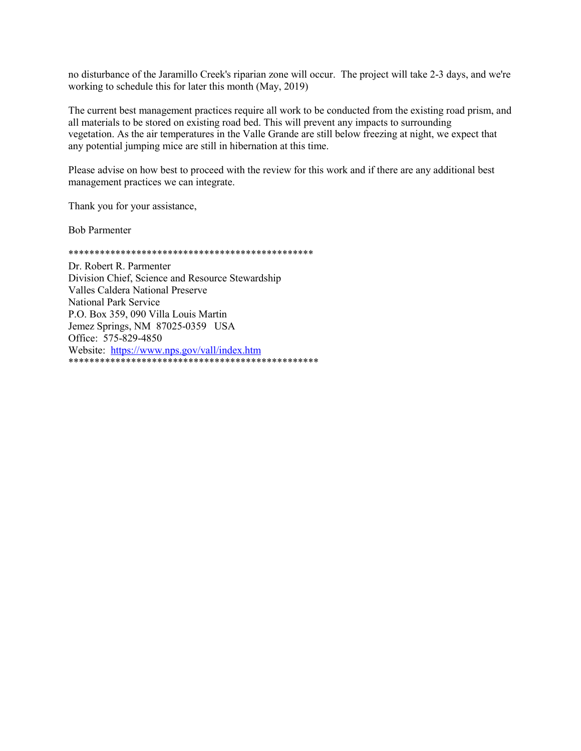no disturbance of the Jaramillo Creek's riparian zone will occur.  The project will take 2-3 days, and we're working to schedule this for later this month (May, 2019)

The current best management practices require all work to be conducted from the existing road prism, and all materials to be stored on existing road bed. This will prevent any impacts to surrounding vegetation. As the air temperatures in the Valle Grande are still below freezing at night, we expect that any potential jumping mice are still in hibernation at this time.

Please advise on how best to proceed with the review for this work and if there are any additional best management practices we can integrate.

Thank you for your assistance,

Bob Parmenter

***********************************************

Dr. Robert R. Parmenter
Division Chief, Science and Resource Stewardship
Valles Caldera National Preserve
National Park Service
P.O. Box 359, 090 Villa Louis Martin
Jemez Springs, NM  87025-0359   USA
Office:  575-829-4850
Website:  https://www.nps.gov/vall/index.htm
***********************************************